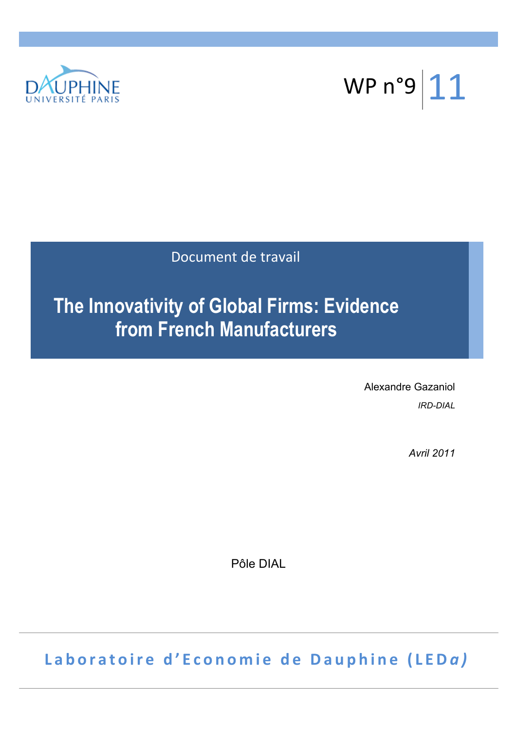DAUPHINE
UNIVERSITÉ PARIS

WP n°9 | 11

Document de travail

# The Innovativity of Global Firms: Evidence from French Manufacturers

Alexandre Gazaniol

*IRD-DIAL*

*Avril 2011*

Pôle DIAL

**Laboratoire d'Economie de Dauphine (LED*a*)**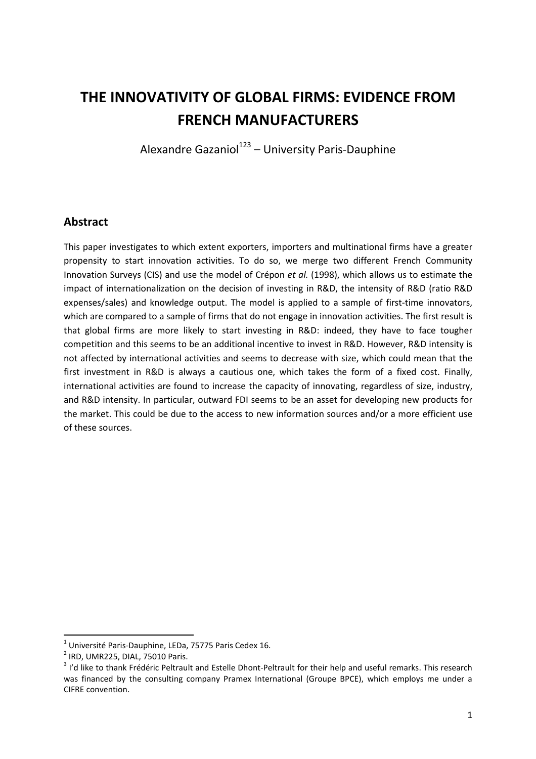# THE INNOVATIVITY OF GLOBAL FIRMS: EVIDENCE FROM FRENCH MANUFACTURERS

Alexandre Gazaniol[123] – University Paris-Dauphine

## Abstract

This paper investigates to which extent exporters, importers and multinational firms have a greater propensity to start innovation activities. To do so, we merge two different French Community Innovation Surveys (CIS) and use the model of Crépon *et al.* (1998), which allows us to estimate the impact of internationalization on the decision of investing in R&D, the intensity of R&D (ratio R&D expenses/sales) and knowledge output. The model is applied to a sample of first-time innovators, which are compared to a sample of firms that do not engage in innovation activities. The first result is that global firms are more likely to start investing in R&D: indeed, they have to face tougher competition and this seems to be an additional incentive to invest in R&D. However, R&D intensity is not affected by international activities and seems to decrease with size, which could mean that the first investment in R&D is always a cautious one, which takes the form of a fixed cost. Finally, international activities are found to increase the capacity of innovating, regardless of size, industry, and R&D intensity. In particular, outward FDI seems to be an asset for developing new products for the market. This could be due to the access to new information sources and/or a more efficient use of these sources.

[1] Université Paris-Dauphine, LEDa, 75775 Paris Cedex 16.
[2] IRD, UMR225, DIAL, 75010 Paris.
[3] I'd like to thank Frédéric Peltrault and Estelle Dhont-Peltrault for their help and useful remarks. This research was financed by the consulting company Pramex International (Groupe BPCE), which employs me under a CIFRE convention.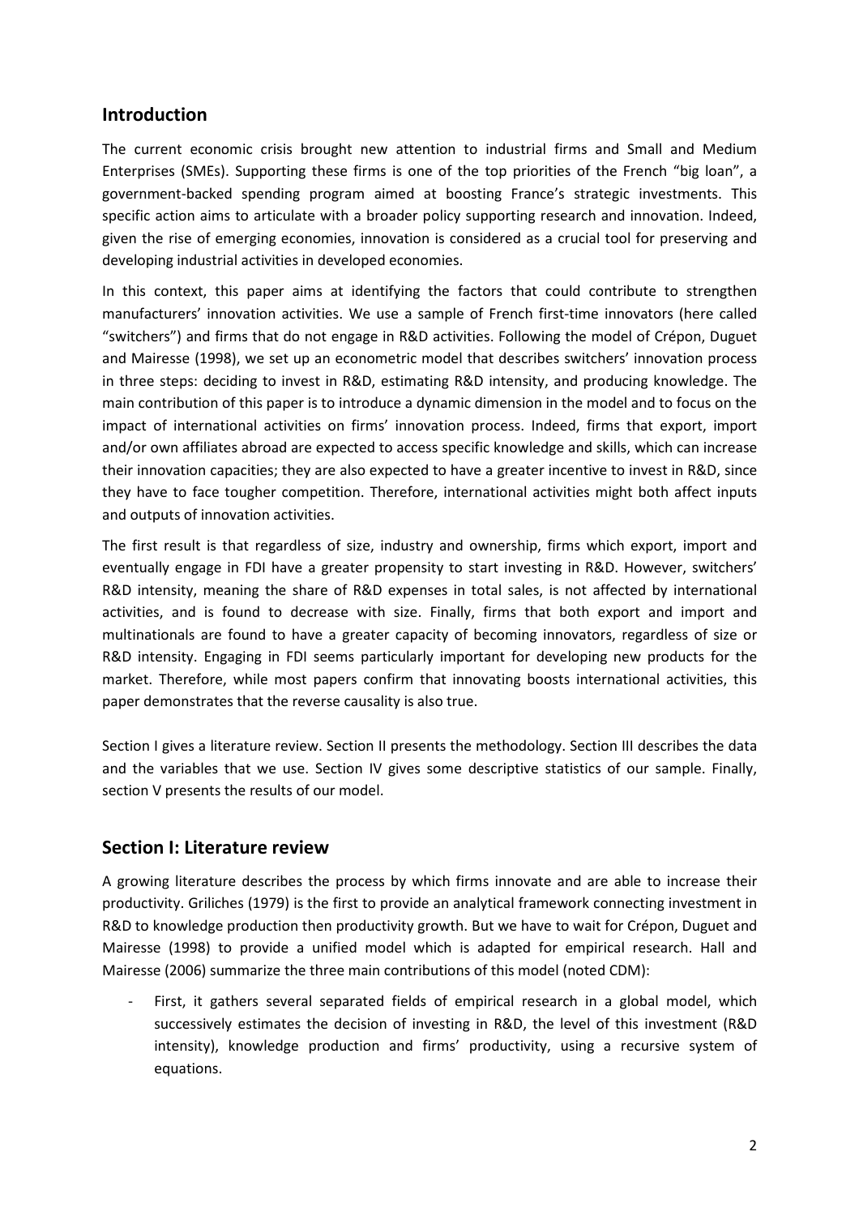## Introduction

The current economic crisis brought new attention to industrial firms and Small and Medium Enterprises (SMEs). Supporting these firms is one of the top priorities of the French "big loan", a government-backed spending program aimed at boosting France's strategic investments. This specific action aims to articulate with a broader policy supporting research and innovation. Indeed, given the rise of emerging economies, innovation is considered as a crucial tool for preserving and developing industrial activities in developed economies.

In this context, this paper aims at identifying the factors that could contribute to strengthen manufacturers' innovation activities. We use a sample of French first-time innovators (here called "switchers") and firms that do not engage in R&D activities. Following the model of Crépon, Duguet and Mairesse (1998), we set up an econometric model that describes switchers' innovation process in three steps: deciding to invest in R&D, estimating R&D intensity, and producing knowledge. The main contribution of this paper is to introduce a dynamic dimension in the model and to focus on the impact of international activities on firms' innovation process. Indeed, firms that export, import and/or own affiliates abroad are expected to access specific knowledge and skills, which can increase their innovation capacities; they are also expected to have a greater incentive to invest in R&D, since they have to face tougher competition. Therefore, international activities might both affect inputs and outputs of innovation activities.

The first result is that regardless of size, industry and ownership, firms which export, import and eventually engage in FDI have a greater propensity to start investing in R&D. However, switchers' R&D intensity, meaning the share of R&D expenses in total sales, is not affected by international activities, and is found to decrease with size. Finally, firms that both export and import and multinationals are found to have a greater capacity of becoming innovators, regardless of size or R&D intensity. Engaging in FDI seems particularly important for developing new products for the market. Therefore, while most papers confirm that innovating boosts international activities, this paper demonstrates that the reverse causality is also true.

Section I gives a literature review. Section II presents the methodology. Section III describes the data and the variables that we use. Section IV gives some descriptive statistics of our sample. Finally, section V presents the results of our model.

## Section I: Literature review

A growing literature describes the process by which firms innovate and are able to increase their productivity. Griliches (1979) is the first to provide an analytical framework connecting investment in R&D to knowledge production then productivity growth. But we have to wait for Crépon, Duguet and Mairesse (1998) to provide a unified model which is adapted for empirical research. Hall and Mairesse (2006) summarize the three main contributions of this model (noted CDM):

- First, it gathers several separated fields of empirical research in a global model, which successively estimates the decision of investing in R&D, the level of this investment (R&D intensity), knowledge production and firms' productivity, using a recursive system of equations.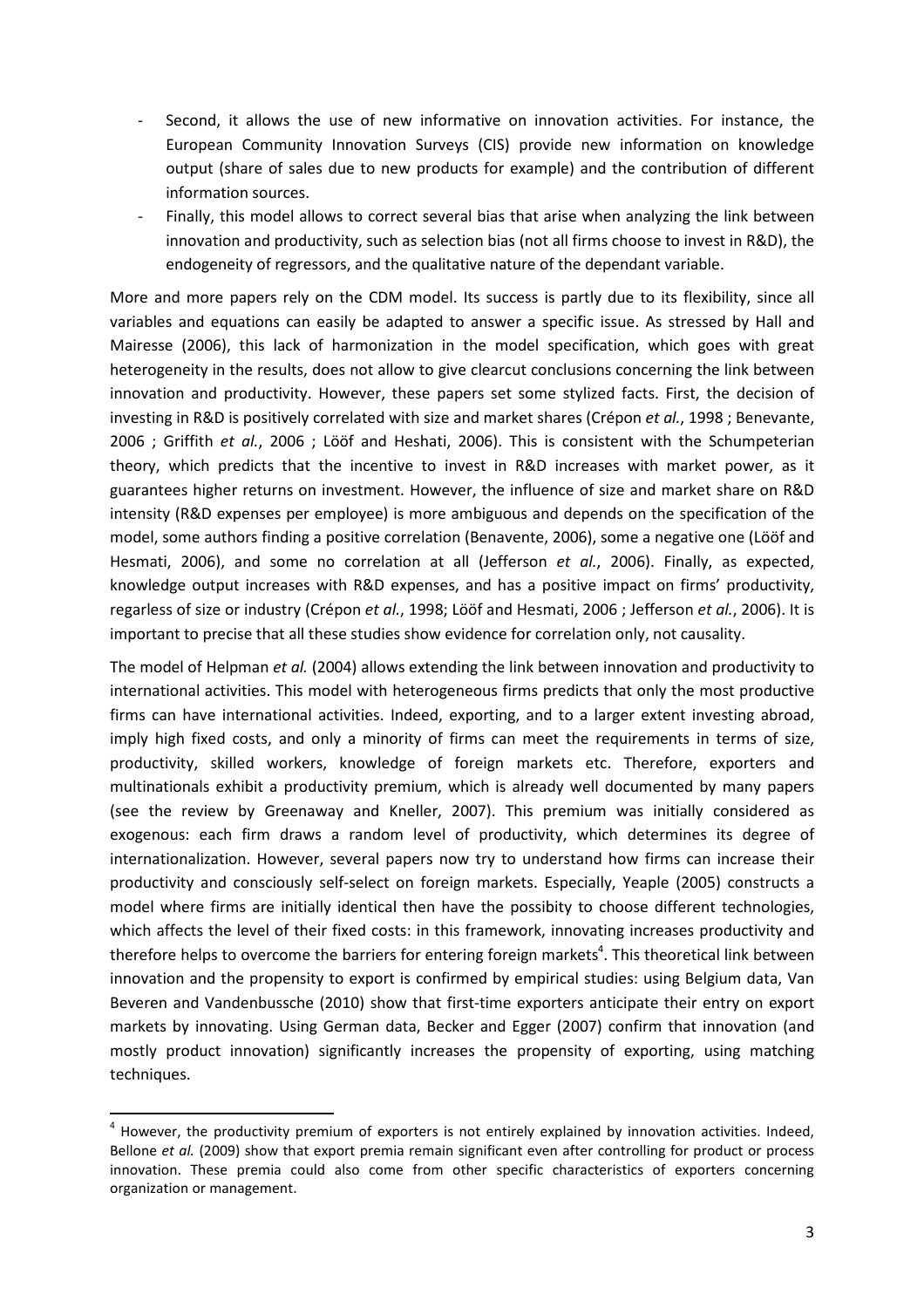- Second, it allows the use of new informative on innovation activities. For instance, the European Community Innovation Surveys (CIS) provide new information on knowledge output (share of sales due to new products for example) and the contribution of different information sources.
- Finally, this model allows to correct several bias that arise when analyzing the link between innovation and productivity, such as selection bias (not all firms choose to invest in R&D), the endogeneity of regressors, and the qualitative nature of the dependant variable.

More and more papers rely on the CDM model. Its success is partly due to its flexibility, since all variables and equations can easily be adapted to answer a specific issue. As stressed by Hall and Mairesse (2006), this lack of harmonization in the model specification, which goes with great heterogeneity in the results, does not allow to give clearcut conclusions concerning the link between innovation and productivity. However, these papers set some stylized facts. First, the decision of investing in R&D is positively correlated with size and market shares (Crépon *et al.*, 1998 ; Benevante, 2006 ; Griffith *et al.*, 2006 ; Lööf and Heshati, 2006). This is consistent with the Schumpeterian theory, which predicts that the incentive to invest in R&D increases with market power, as it guarantees higher returns on investment. However, the influence of size and market share on R&D intensity (R&D expenses per employee) is more ambiguous and depends on the specification of the model, some authors finding a positive correlation (Benavente, 2006), some a negative one (Lööf and Hesmati, 2006), and some no correlation at all (Jefferson *et al.*, 2006). Finally, as expected, knowledge output increases with R&D expenses, and has a positive impact on firms' productivity, regardless of size or industry (Crépon *et al.*, 1998; Lööf and Hesmati, 2006 ; Jefferson *et al.*, 2006). It is important to precise that all these studies show evidence for correlation only, not causality.

The model of Helpman *et al.* (2004) allows extending the link between innovation and productivity to international activities. This model with heterogeneous firms predicts that only the most productive firms can have international activities. Indeed, exporting, and to a larger extent investing abroad, imply high fixed costs, and only a minority of firms can meet the requirements in terms of size, productivity, skilled workers, knowledge of foreign markets etc. Therefore, exporters and multinationals exhibit a productivity premium, which is already well documented by many papers (see the review by Greenaway and Kneller, 2007). This premium was initially considered as exogenous: each firm draws a random level of productivity, which determines its degree of internationalization. However, several papers now try to understand how firms can increase their productivity and consciously self-select on foreign markets. Especially, Yeaple (2005) constructs a model where firms are initially identical then have the possibity to choose different technologies, which affects the level of their fixed costs: in this framework, innovating increases productivity and therefore helps to overcome the barriers for entering foreign markets[4]. This theoretical link between innovation and the propensity to export is confirmed by empirical studies: using Belgium data, Van Beveren and Vandenbussche (2010) show that first-time exporters anticipate their entry on export markets by innovating. Using German data, Becker and Egger (2007) confirm that innovation (and mostly product innovation) significantly increases the propensity of exporting, using matching techniques.

[4] However, the productivity premium of exporters is not entirely explained by innovation activities. Indeed, Bellone *et al.* (2009) show that export premia remain significant even after controlling for product or process innovation. These premia could also come from other specific characteristics of exporters concerning organization or management.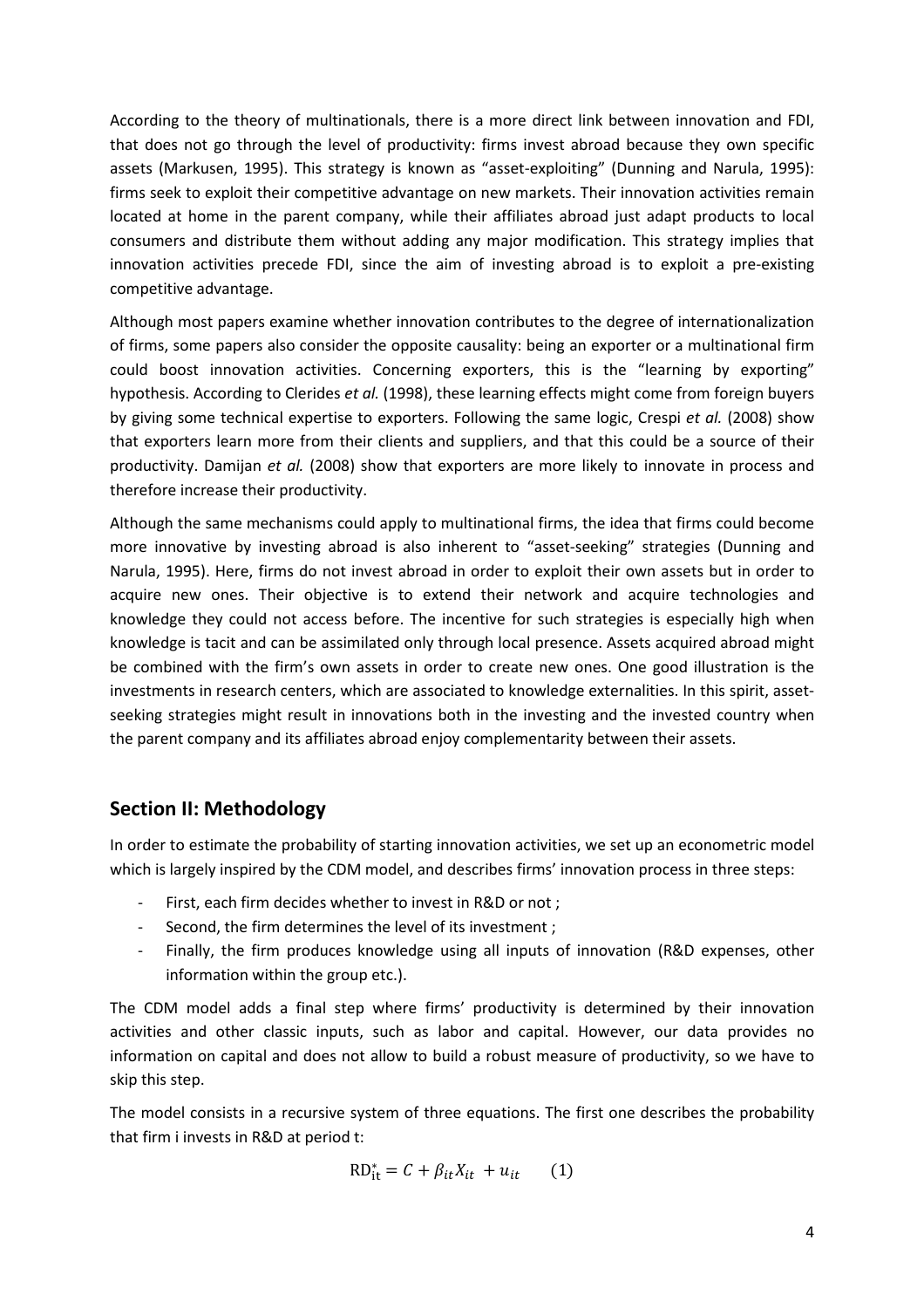According to the theory of multinationals, there is a more direct link between innovation and FDI, that does not go through the level of productivity: firms invest abroad because they own specific assets (Markusen, 1995). This strategy is known as "asset-exploiting" (Dunning and Narula, 1995): firms seek to exploit their competitive advantage on new markets. Their innovation activities remain located at home in the parent company, while their affiliates abroad just adapt products to local consumers and distribute them without adding any major modification. This strategy implies that innovation activities precede FDI, since the aim of investing abroad is to exploit a pre-existing competitive advantage.

Although most papers examine whether innovation contributes to the degree of internationalization of firms, some papers also consider the opposite causality: being an exporter or a multinational firm could boost innovation activities. Concerning exporters, this is the "learning by exporting" hypothesis. According to Clerides *et al.* (1998), these learning effects might come from foreign buyers by giving some technical expertise to exporters. Following the same logic, Crespi *et al.* (2008) show that exporters learn more from their clients and suppliers, and that this could be a source of their productivity. Damijan *et al.* (2008) show that exporters are more likely to innovate in process and therefore increase their productivity.

Although the same mechanisms could apply to multinational firms, the idea that firms could become more innovative by investing abroad is also inherent to "asset-seeking" strategies (Dunning and Narula, 1995). Here, firms do not invest abroad in order to exploit their own assets but in order to acquire new ones. Their objective is to extend their network and acquire technologies and knowledge they could not access before. The incentive for such strategies is especially high when knowledge is tacit and can be assimilated only through local presence. Assets acquired abroad might be combined with the firm's own assets in order to create new ones. One good illustration is the investments in research centers, which are associated to knowledge externalities. In this spirit, asset-seeking strategies might result in innovations both in the investing and the invested country when the parent company and its affiliates abroad enjoy complementarity between their assets.

## Section II: Methodology

In order to estimate the probability of starting innovation activities, we set up an econometric model which is largely inspired by the CDM model, and describes firms' innovation process in three steps:

- First, each firm decides whether to invest in R&D or not ;
- Second, the firm determines the level of its investment ;
- Finally, the firm produces knowledge using all inputs of innovation (R&D expenses, other information within the group etc.).

The CDM model adds a final step where firms' productivity is determined by their innovation activities and other classic inputs, such as labor and capital. However, our data provides no information on capital and does not allow to build a robust measure of productivity, so we have to skip this step.

The model consists in a recursive system of three equations. The first one describes the probability that firm i invests in R&D at period t:

$$\mathrm{RD}_{\mathrm{it}}^{*} = C + \beta_{it} X_{it} + u_{it} \qquad (1)$$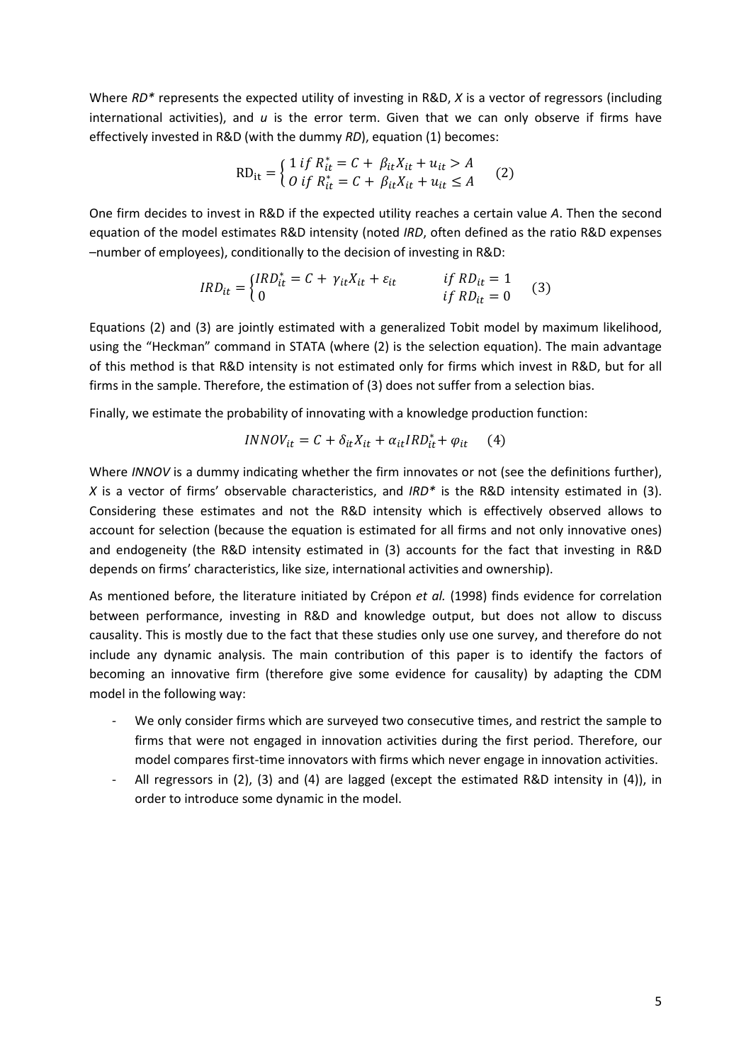Where *RD\** represents the expected utility of investing in R&D, *X* is a vector of regressors (including international activities), and *u* is the error term. Given that we can only observe if firms have effectively invested in R&D (with the dummy *RD*), equation (1) becomes:

$$\mathrm{RD_{it}} = \begin{cases} 1 \; if \; R_{it}^{*} = C + \beta_{it} X_{it} + u_{it} > A \\ 0 \; if \; R_{it}^{*} = C + \beta_{it} X_{it} + u_{it} \leq A \end{cases} \quad (2)$$

One firm decides to invest in R&D if the expected utility reaches a certain value *A*. Then the second equation of the model estimates R&D intensity (noted *IRD*, often defined as the ratio R&D expenses –number of employees), conditionally to the decision of investing in R&D:

$$IRD_{it} = \begin{cases} IRD_{it}^{*} = C + \gamma_{it} X_{it} + \varepsilon_{it} & if \; RD_{it} = 1 \\ 0 & if \; RD_{it} = 0 \end{cases} \quad (3)$$

Equations (2) and (3) are jointly estimated with a generalized Tobit model by maximum likelihood, using the "Heckman" command in STATA (where (2) is the selection equation). The main advantage of this method is that R&D intensity is not estimated only for firms which invest in R&D, but for all firms in the sample. Therefore, the estimation of (3) does not suffer from a selection bias.

Finally, we estimate the probability of innovating with a knowledge production function:

$$INNOV_{it} = C + \delta_{it} X_{it} + \alpha_{it} IRD_{it}^{*} + \varphi_{it} \quad (4)$$

Where *INNOV* is a dummy indicating whether the firm innovates or not (see the definitions further), *X* is a vector of firms' observable characteristics, and *IRD\** is the R&D intensity estimated in (3). Considering these estimates and not the R&D intensity which is effectively observed allows to account for selection (because the equation is estimated for all firms and not only innovative ones) and endogeneity (the R&D intensity estimated in (3) accounts for the fact that investing in R&D depends on firms' characteristics, like size, international activities and ownership).

As mentioned before, the literature initiated by Crépon *et al.* (1998) finds evidence for correlation between performance, investing in R&D and knowledge output, but does not allow to discuss causality. This is mostly due to the fact that these studies only use one survey, and therefore do not include any dynamic analysis. The main contribution of this paper is to identify the factors of becoming an innovative firm (therefore give some evidence for causality) by adapting the CDM model in the following way:

- We only consider firms which are surveyed two consecutive times, and restrict the sample to firms that were not engaged in innovation activities during the first period. Therefore, our model compares first-time innovators with firms which never engage in innovation activities.
- All regressors in (2), (3) and (4) are lagged (except the estimated R&D intensity in (4)), in order to introduce some dynamic in the model.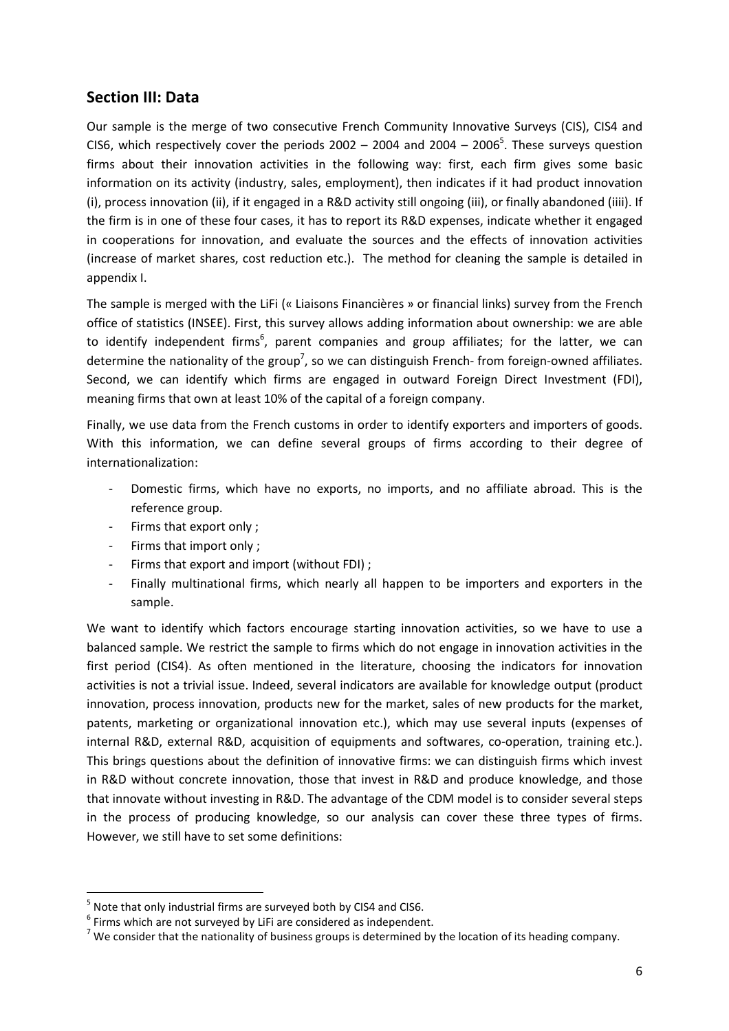## Section III: Data

Our sample is the merge of two consecutive French Community Innovative Surveys (CIS), CIS4 and CIS6, which respectively cover the periods 2002 – 2004 and 2004 – 2006[5]. These surveys question firms about their innovation activities in the following way: first, each firm gives some basic information on its activity (industry, sales, employment), then indicates if it had product innovation (i), process innovation (ii), if it engaged in a R&D activity still ongoing (iii), or finally abandoned (iiii). If the firm is in one of these four cases, it has to report its R&D expenses, indicate whether it engaged in cooperations for innovation, and evaluate the sources and the effects of innovation activities (increase of market shares, cost reduction etc.). The method for cleaning the sample is detailed in appendix I.

The sample is merged with the LiFi (« Liaisons Financières » or financial links) survey from the French office of statistics (INSEE). First, this survey allows adding information about ownership: we are able to identify independent firms[6], parent companies and group affiliates; for the latter, we can determine the nationality of the group[7], so we can distinguish French- from foreign-owned affiliates. Second, we can identify which firms are engaged in outward Foreign Direct Investment (FDI), meaning firms that own at least 10% of the capital of a foreign company.

Finally, we use data from the French customs in order to identify exporters and importers of goods. With this information, we can define several groups of firms according to their degree of internationalization:

- Domestic firms, which have no exports, no imports, and no affiliate abroad. This is the reference group.
- Firms that export only ;
- Firms that import only ;
- Firms that export and import (without FDI) ;
- Finally multinational firms, which nearly all happen to be importers and exporters in the sample.

We want to identify which factors encourage starting innovation activities, so we have to use a balanced sample. We restrict the sample to firms which do not engage in innovation activities in the first period (CIS4). As often mentioned in the literature, choosing the indicators for innovation activities is not a trivial issue. Indeed, several indicators are available for knowledge output (product innovation, process innovation, products new for the market, sales of new products for the market, patents, marketing or organizational innovation etc.), which may use several inputs (expenses of internal R&D, external R&D, acquisition of equipments and softwares, co-operation, training etc.). This brings questions about the definition of innovative firms: we can distinguish firms which invest in R&D without concrete innovation, those that invest in R&D and produce knowledge, and those that innovate without investing in R&D. The advantage of the CDM model is to consider several steps in the process of producing knowledge, so our analysis can cover these three types of firms. However, we still have to set some definitions:

[5] Note that only industrial firms are surveyed both by CIS4 and CIS6.

[6] Firms which are not surveyed by LiFi are considered as independent.

[7] We consider that the nationality of business groups is determined by the location of its heading company.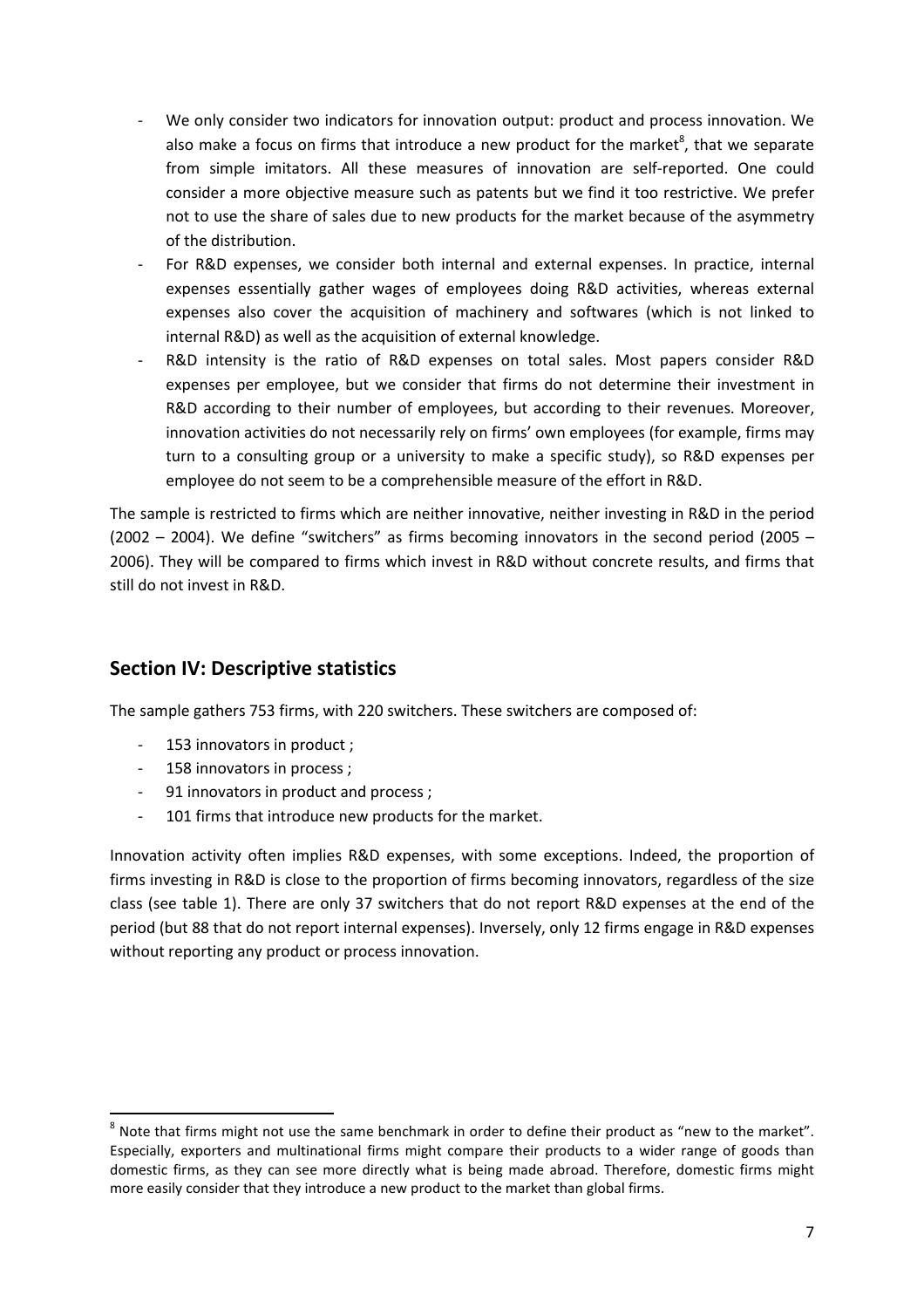- We only consider two indicators for innovation output: product and process innovation. We also make a focus on firms that introduce a new product for the market[8], that we separate from simple imitators. All these measures of innovation are self-reported. One could consider a more objective measure such as patents but we find it too restrictive. We prefer not to use the share of sales due to new products for the market because of the asymmetry of the distribution.
- For R&D expenses, we consider both internal and external expenses. In practice, internal expenses essentially gather wages of employees doing R&D activities, whereas external expenses also cover the acquisition of machinery and softwares (which is not linked to internal R&D) as well as the acquisition of external knowledge.
- R&D intensity is the ratio of R&D expenses on total sales. Most papers consider R&D expenses per employee, but we consider that firms do not determine their investment in R&D according to their number of employees, but according to their revenues. Moreover, innovation activities do not necessarily rely on firms' own employees (for example, firms may turn to a consulting group or a university to make a specific study), so R&D expenses per employee do not seem to be a comprehensible measure of the effort in R&D.

The sample is restricted to firms which are neither innovative, neither investing in R&D in the period (2002 – 2004). We define "switchers" as firms becoming innovators in the second period (2005 – 2006). They will be compared to firms which invest in R&D without concrete results, and firms that still do not invest in R&D.

## Section IV: Descriptive statistics

The sample gathers 753 firms, with 220 switchers. These switchers are composed of:

- 153 innovators in product ;
- 158 innovators in process ;
- 91 innovators in product and process ;
- 101 firms that introduce new products for the market.

Innovation activity often implies R&D expenses, with some exceptions. Indeed, the proportion of firms investing in R&D is close to the proportion of firms becoming innovators, regardless of the size class (see table 1). There are only 37 switchers that do not report R&D expenses at the end of the period (but 88 that do not report internal expenses). Inversely, only 12 firms engage in R&D expenses without reporting any product or process innovation.

[8] Note that firms might not use the same benchmark in order to define their product as "new to the market". Especially, exporters and multinational firms might compare their products to a wider range of goods than domestic firms, as they can see more directly what is being made abroad. Therefore, domestic firms might more easily consider that they introduce a new product to the market than global firms.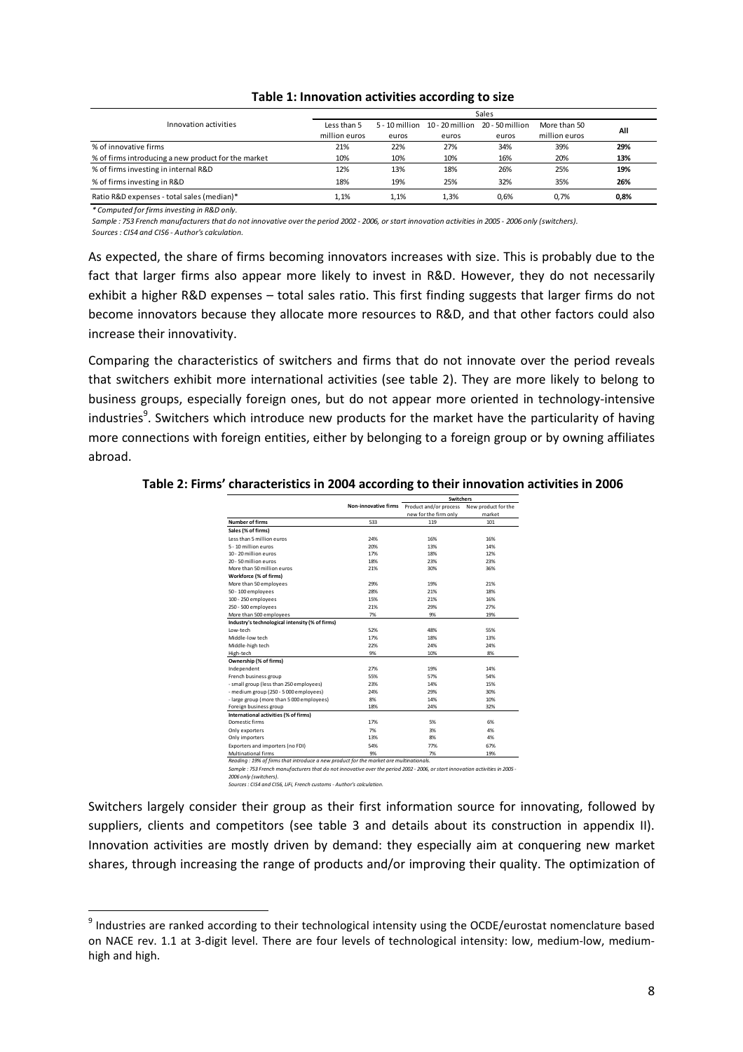**Table 1: Innovation activities according to size**

| Innovation activities | Sales | | | | | |
|---|---|---|---|---|---|---|
| | Less than 5 million euros | 5 - 10 million euros | 10 - 20 million euros | 20 - 50 million euros | More than 50 million euros | All |
| % of innovative firms | 21% | 22% | 27% | 34% | 39% | **29%** |
| % of firms introducing a new product for the market | 10% | 10% | 10% | 16% | 20% | **13%** |
| % of firms investing in internal R&D | 12% | 13% | 18% | 26% | 25% | **19%** |
| % of firms investing in R&D | 18% | 19% | 25% | 32% | 35% | **26%** |
| Ratio R&D expenses - total sales (median)* | 1,1% | 1,1% | 1,3% | 0,6% | 0,7% | **0,8%** |

*\* Computed for firms investing in R&D only.*

*Sample : 753 French manufacturers that do not innovative over the period 2002 - 2006, or start innovation activities in 2005 - 2006 only (switchers).*

*Sources : CIS4 and CIS6 - Author's calculation.*

As expected, the share of firms becoming innovators increases with size. This is probably due to the fact that larger firms also appear more likely to invest in R&D. However, they do not necessarily exhibit a higher R&D expenses – total sales ratio. This first finding suggests that larger firms do not become innovators because they allocate more resources to R&D, and that other factors could also increase their innovativity.

Comparing the characteristics of switchers and firms that do not innovate over the period reveals that switchers exhibit more international activities (see table 2). They are more likely to belong to business groups, especially foreign ones, but do not appear more oriented in technology-intensive industries[9]. Switchers which introduce new products for the market have the particularity of having more connections with foreign entities, either by belonging to a foreign group or by owning affiliates abroad.

**Table 2: Firms' characteristics in 2004 according to their innovation activities in 2006**

| | Non-innovative firms | Switchers | |
|---|---|---|---|
| | | Product and/or process new for the firm only | New product for the market |
| **Number of firms** | 533 | 119 | 101 |
| **Sales (% of firms)** | | | |
| Less than 5 million euros | 24% | 16% | 16% |
| 5 - 10 million euros | 20% | 13% | 14% |
| 10 - 20 million euros | 17% | 18% | 12% |
| 20 - 50 million euros | 18% | 23% | 23% |
| More than 50 million euros | 21% | 30% | 36% |
| **Workforce (% of firms)** | | | |
| More than 50 employees | 29% | 19% | 21% |
| 50 - 100 employees | 28% | 21% | 18% |
| 100 - 250 employees | 15% | 21% | 16% |
| 250 - 500 employees | 21% | 29% | 27% |
| More than 500 employees | 7% | 9% | 19% |
| **Industry's technological intensity (% of firms)** | | | |
| Low-tech | 52% | 48% | 55% |
| Middle-low tech | 17% | 18% | 13% |
| Middle-high tech | 22% | 24% | 24% |
| High-tech | 9% | 10% | 8% |
| **Ownership (% of firms)** | | | |
| Independent | 27% | 19% | 14% |
| French business group | 55% | 57% | 54% |
| - small group (less than 250 employees) | 23% | 14% | 15% |
| - medium group (250 - 5 000 employees) | 24% | 29% | 30% |
| - large group (more than 5 000 employees) | 8% | 14% | 10% |
| Foreign business group | 18% | 24% | 32% |
| **International activities (% of firms)** | | | |
| Domestic firms | 17% | 5% | 6% |
| Only exporters | 7% | 3% | 4% |
| Only importers | 13% | 8% | 4% |
| Exporters and importers (no FDI) | 54% | 77% | 67% |
| Multinational firms | 9% | 7% | 19% |

*Reading : 19% of firms that introduce a new product for the market are multinationals.*

*Sample : 753 French manufacturers that do not innovative over the period 2002 - 2006, or start innovation activities in 2005 - 2006 only (switchers).*

*Sources : CIS4 and CIS6, LiFi, French customs - Author's calculation.*

Switchers largely consider their group as their first information source for innovating, followed by suppliers, clients and competitors (see table 3 and details about its construction in appendix II). Innovation activities are mostly driven by demand: they especially aim at conquering new market shares, through increasing the range of products and/or improving their quality. The optimization of

[9] Industries are ranked according to their technological intensity using the OCDE/eurostat nomenclature based on NACE rev. 1.1 at 3-digit level. There are four levels of technological intensity: low, medium-low, medium-high and high.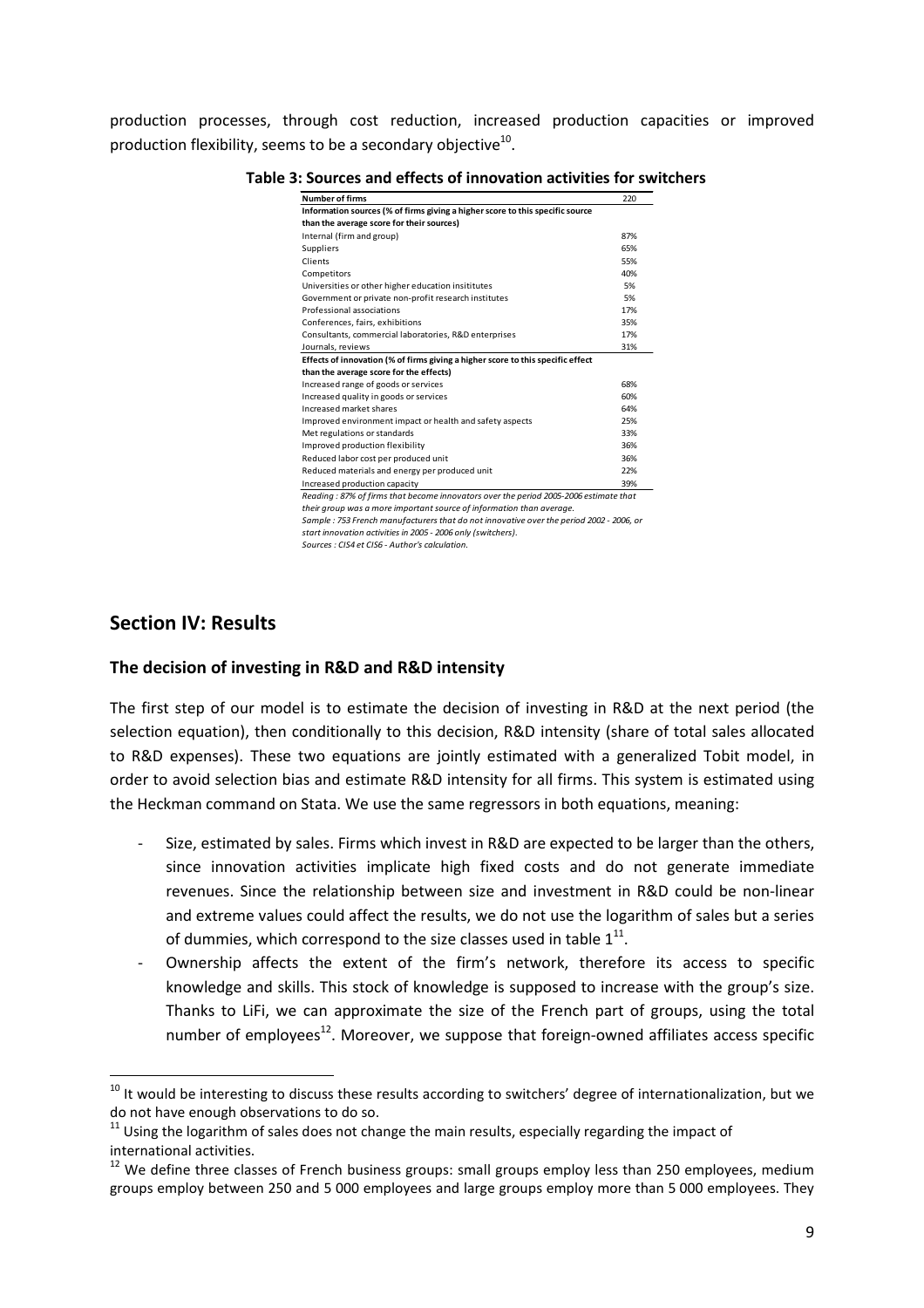production processes, through cost reduction, increased production capacities or improved production flexibility, seems to be a secondary objective[10].

**Table 3: Sources and effects of innovation activities for switchers**

| Number of firms | 220 |
|---|---|
| **Information sources (% of firms giving a higher score to this specific source than the average score for their sources)** | |
| Internal (firm and group) | 87% |
| Suppliers | 65% |
| Clients | 55% |
| Competitors | 40% |
| Universities or other higher education insititutes | 5% |
| Government or private non-profit research institutes | 5% |
| Professional associations | 17% |
| Conferences, fairs, exhibitions | 35% |
| Consultants, commercial laboratories, R&D enterprises | 17% |
| Journals, reviews | 31% |
| **Effects of innovation (% of firms giving a higher score to this specific effect than the average score for the effects)** | |
| Increased range of goods or services | 68% |
| Increased quality in goods or services | 60% |
| Increased market shares | 64% |
| Improved environment impact or health and safety aspects | 25% |
| Met regulations or standards | 33% |
| Improved production flexibility | 36% |
| Reduced labor cost per produced unit | 36% |
| Reduced materials and energy per produced unit | 22% |
| Increased production capacity | 39% |

*Reading : 87% of firms that become innovators over the period 2005-2006 estimate that their group was a more important source of information than average.*
*Sample : 753 French manufacturers that do not innovative over the period 2002 - 2006, or start innovation activities in 2005 - 2006 only (switchers).*
*Sources : CIS4 et CIS6 - Author's calculation.*

## Section IV: Results

### The decision of investing in R&D and R&D intensity

The first step of our model is to estimate the decision of investing in R&D at the next period (the selection equation), then conditionally to this decision, R&D intensity (share of total sales allocated to R&D expenses). These two equations are jointly estimated with a generalized Tobit model, in order to avoid selection bias and estimate R&D intensity for all firms. This system is estimated using the Heckman command on Stata. We use the same regressors in both equations, meaning:

- Size, estimated by sales. Firms which invest in R&D are expected to be larger than the others, since innovation activities implicate high fixed costs and do not generate immediate revenues. Since the relationship between size and investment in R&D could be non-linear and extreme values could affect the results, we do not use the logarithm of sales but a series of dummies, which correspond to the size classes used in table 1[11].
- Ownership affects the extent of the firm's network, therefore its access to specific knowledge and skills. This stock of knowledge is supposed to increase with the group's size. Thanks to LiFi, we can approximate the size of the French part of groups, using the total number of employees[12]. Moreover, we suppose that foreign-owned affiliates access specific

[10] It would be interesting to discuss these results according to switchers' degree of internationalization, but we do not have enough observations to do so.

[11] Using the logarithm of sales does not change the main results, especially regarding the impact of international activities.

[12] We define three classes of French business groups: small groups employ less than 250 employees, medium groups employ between 250 and 5 000 employees and large groups employ more than 5 000 employees. They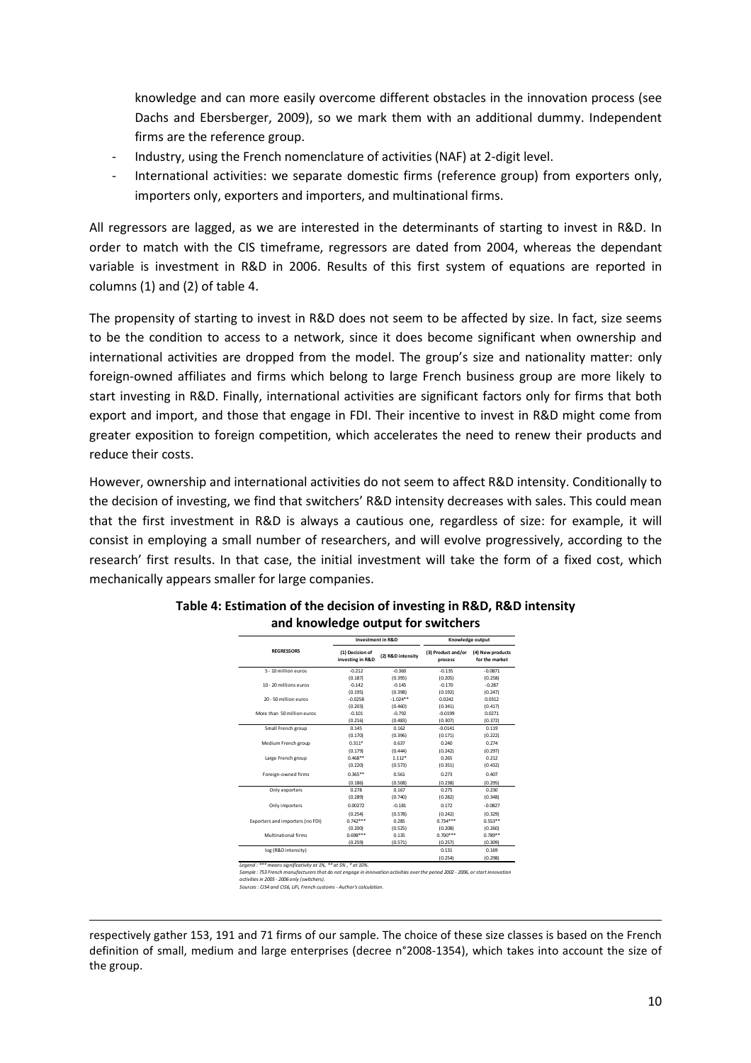knowledge and can more easily overcome different obstacles in the innovation process (see Dachs and Ebersberger, 2009), so we mark them with an additional dummy. Independent firms are the reference group.

- Industry, using the French nomenclature of activities (NAF) at 2-digit level.
- International activities: we separate domestic firms (reference group) from exporters only, importers only, exporters and importers, and multinational firms.

All regressors are lagged, as we are interested in the determinants of starting to invest in R&D. In order to match with the CIS timeframe, regressors are dated from 2004, whereas the dependant variable is investment in R&D in 2006. Results of this first system of equations are reported in columns (1) and (2) of table 4.

The propensity of starting to invest in R&D does not seem to be affected by size. In fact, size seems to be the condition to access to a network, since it does become significant when ownership and international activities are dropped from the model. The group's size and nationality matter: only foreign-owned affiliates and firms which belong to large French business group are more likely to start investing in R&D. Finally, international activities are significant factors only for firms that both export and import, and those that engage in FDI. Their incentive to invest in R&D might come from greater exposition to foreign competition, which accelerates the need to renew their products and reduce their costs.

However, ownership and international activities do not seem to affect R&D intensity. Conditionally to the decision of investing, we find that switchers' R&D intensity decreases with sales. This could mean that the first investment in R&D is always a cautious one, regardless of size: for example, it will consist in employing a small number of researchers, and will evolve progressively, according to the research' first results. In that case, the initial investment will take the form of a fixed cost, which mechanically appears smaller for large companies.

**Table 4: Estimation of the decision of investing in R&D, R&D intensity and knowledge output for switchers**

| REGRESSORS | Investment in R&D | | Knowledge output | |
|---|---|---|---|---|
| | (1) Decision of investing in R&D | (2) R&D intensity | (3) Product and/or process | (4) New products for the market |
| 5 - 10 million euros | -0.212 | -0.360 | -0.135 | -0.0871 |
| | (0.187) | (0.395) | (0.205) | (0.258) |
| 10 - 20 millions euros | -0.142 | -0.145 | -0.170 | -0.287 |
| | (0.195) | (0.398) | (0.192) | (0.247) |
| 20 - 50 million euros | -0.0258 | -1.024** | 0.0242 | 0.0312 |
| | (0.203) | (0.460) | (0.341) | (0.417) |
| More than 50 million euros | -0.101 | -0.792 | -0.0199 | 0.0271 |
| | (0.216) | (0.483) | (0.307) | (0.372) |
| Small French group | 0.145 | 0.162 | -0.0141 | 0.119 |
| | (0.170) | (0.396) | (0.171) | (0.222) |
| Medium French group | 0.311* | 0.637 | 0.240 | 0.274 |
| | (0.179) | (0.444) | (0.242) | (0.297) |
| Large French group | 0.468** | 1.112* | 0.265 | 0.212 |
| | (0.220) | (0.573) | (0.351) | (0.432) |
| Foreign-owned firms | 0.365** | 0.561 | 0.273 | 0.407 |
| | (0.186) | (0.508) | (0.238) | (0.295) |
| Only exporters | 0.278 | 0.167 | 0.275 | 0.230 |
| | (0.289) | (0.740) | (0.282) | (0.348) |
| Only importers | 0.00272 | -0.181 | 0.172 | -0.0827 |
| | (0.254) | (0.578) | (0.242) | (0.329) |
| Exporters and importers (no FDI) | 0.742*** | 0.285 | 0.734*** | 0.553** |
| | (0.200) | (0.525) | (0.208) | (0.260) |
| Multinational firms | 0.698*** | 0.135 | 0.700*** | 0.789** |
| | (0.259) | (0.571) | (0.257) | (0.309) |
| log (R&D intensity) | | | 0.131 | 0.169 |
| | | | (0.254) | (0.298) |

*Legend : *** means significativity at 1%, ** at 5% , * at 10%.*
*Sample : 753 French manufacturers that do not engage in innovation activities over the period 2002 - 2006, or start innovation activities in 2005 - 2006 only (switchers).*
*Sources : CIS4 and CIS6, LiFi, French customs - Author's calculation.*

---

respectively gather 153, 191 and 71 firms of our sample. The choice of these size classes is based on the French definition of small, medium and large enterprises (decree n°2008-1354), which takes into account the size of the group.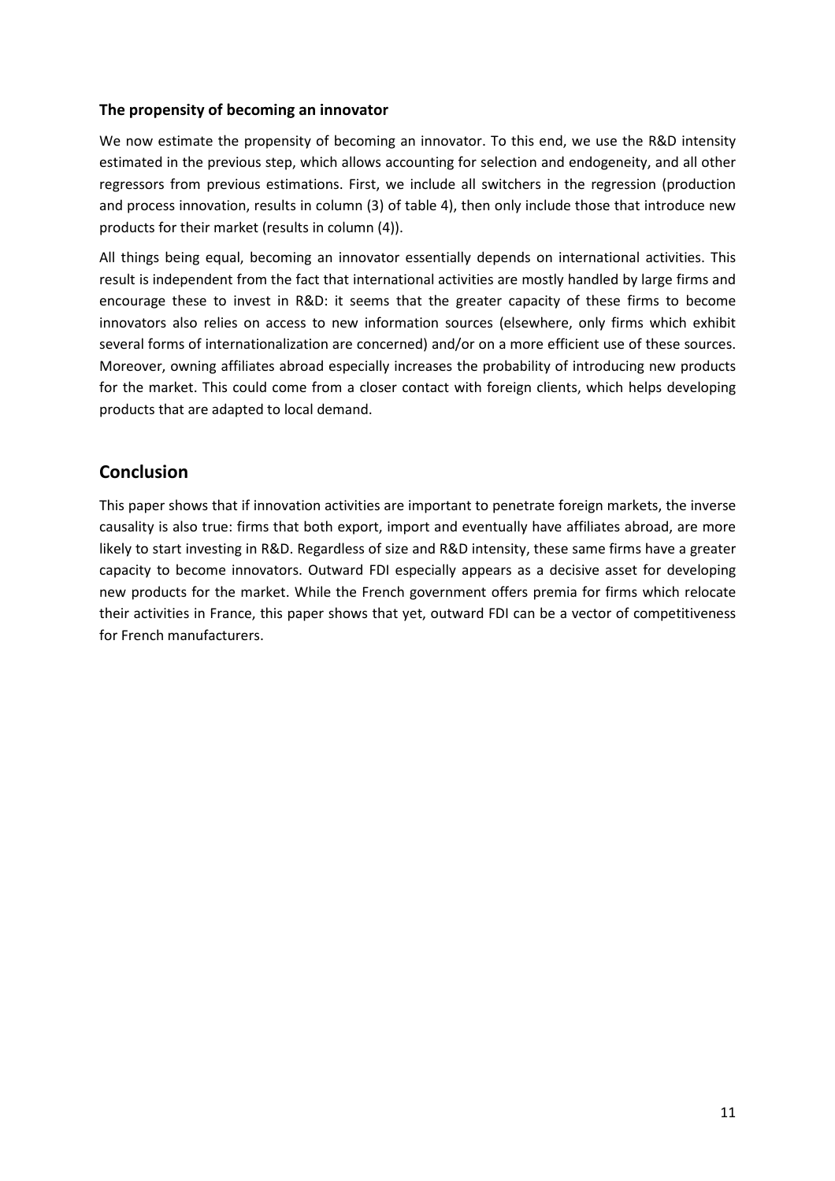### The propensity of becoming an innovator

We now estimate the propensity of becoming an innovator. To this end, we use the R&D intensity estimated in the previous step, which allows accounting for selection and endogeneity, and all other regressors from previous estimations. First, we include all switchers in the regression (production and process innovation, results in column (3) of table 4), then only include those that introduce new products for their market (results in column (4)).

All things being equal, becoming an innovator essentially depends on international activities. This result is independent from the fact that international activities are mostly handled by large firms and encourage these to invest in R&D: it seems that the greater capacity of these firms to become innovators also relies on access to new information sources (elsewhere, only firms which exhibit several forms of internationalization are concerned) and/or on a more efficient use of these sources. Moreover, owning affiliates abroad especially increases the probability of introducing new products for the market. This could come from a closer contact with foreign clients, which helps developing products that are adapted to local demand.

## Conclusion

This paper shows that if innovation activities are important to penetrate foreign markets, the inverse causality is also true: firms that both export, import and eventually have affiliates abroad, are more likely to start investing in R&D. Regardless of size and R&D intensity, these same firms have a greater capacity to become innovators. Outward FDI especially appears as a decisive asset for developing new products for the market. While the French government offers premia for firms which relocate their activities in France, this paper shows that yet, outward FDI can be a vector of competitiveness for French manufacturers.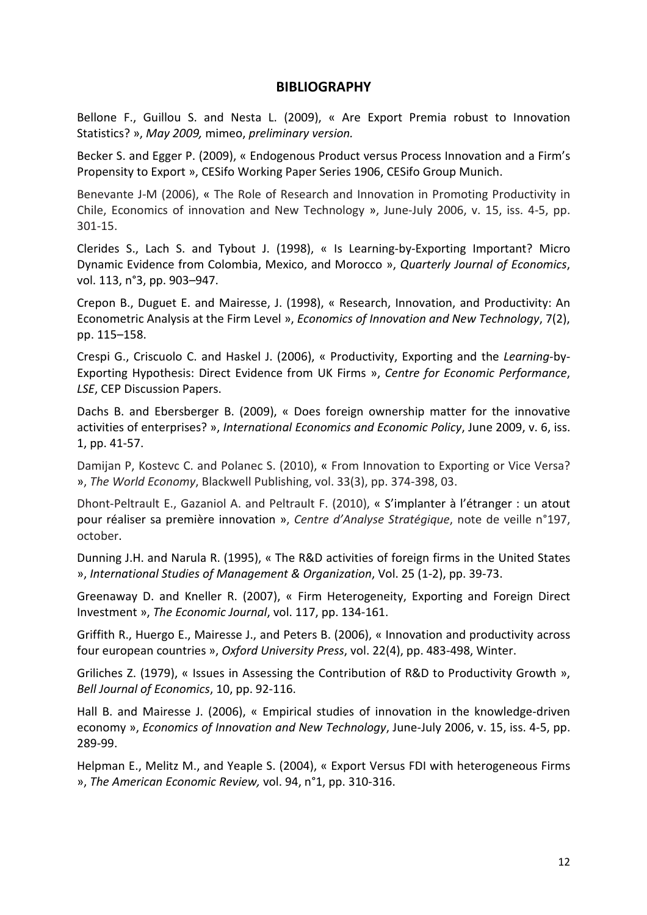# BIBLIOGRAPHY

Bellone F., Guillou S. and Nesta L. (2009), « Are Export Premia robust to Innovation Statistics? », *May 2009,* mimeo, *preliminary version.*

Becker S. and Egger P. (2009), « Endogenous Product versus Process Innovation and a Firm's Propensity to Export », CESifo Working Paper Series 1906, CESifo Group Munich.

Benevante J-M (2006), « The Role of Research and Innovation in Promoting Productivity in Chile, Economics of innovation and New Technology », June-July 2006, v. 15, iss. 4-5, pp. 301-15.

Clerides S., Lach S. and Tybout J. (1998), « Is Learning-by-Exporting Important? Micro Dynamic Evidence from Colombia, Mexico, and Morocco », *Quarterly Journal of Economics*, vol. 113, n°3, pp. 903–947.

Crepon B., Duguet E. and Mairesse, J. (1998), « Research, Innovation, and Productivity: An Econometric Analysis at the Firm Level », *Economics of Innovation and New Technology*, 7(2), pp. 115–158.

Crespi G., Criscuolo C. and Haskel J. (2006), « Productivity, Exporting and the *Learning*-by-Exporting Hypothesis: Direct Evidence from UK Firms », *Centre for Economic Performance*, *LSE*, CEP Discussion Papers.

Dachs B. and Ebersberger B. (2009), « Does foreign ownership matter for the innovative activities of enterprises? », *International Economics and Economic Policy*, June 2009, v. 6, iss. 1, pp. 41-57.

Damijan P, Kostevc C. and Polanec S. (2010), « From Innovation to Exporting or Vice Versa? », *The World Economy*, Blackwell Publishing, vol. 33(3), pp. 374-398, 03.

Dhont-Peltrault E., Gazaniol A. and Peltrault F. (2010), « S'implanter à l'étranger : un atout pour réaliser sa première innovation », *Centre d'Analyse Stratégique*, note de veille n°197, october.

Dunning J.H. and Narula R. (1995), « The R&D activities of foreign firms in the United States », *International Studies of Management & Organization*, Vol. 25 (1-2), pp. 39-73.

Greenaway D. and Kneller R. (2007), « Firm Heterogeneity, Exporting and Foreign Direct Investment », *The Economic Journal*, vol. 117, pp. 134-161.

Griffith R., Huergo E., Mairesse J., and Peters B. (2006), « Innovation and productivity across four european countries », *Oxford University Press*, vol. 22(4), pp. 483-498, Winter.

Griliches Z. (1979), « Issues in Assessing the Contribution of R&D to Productivity Growth », *Bell Journal of Economics*, 10, pp. 92-116.

Hall B. and Mairesse J. (2006), « Empirical studies of innovation in the knowledge-driven economy », *Economics of Innovation and New Technology*, June-July 2006, v. 15, iss. 4-5, pp. 289-99.

Helpman E., Melitz M., and Yeaple S. (2004), « Export Versus FDI with heterogeneous Firms », *The American Economic Review,* vol. 94, n°1, pp. 310-316.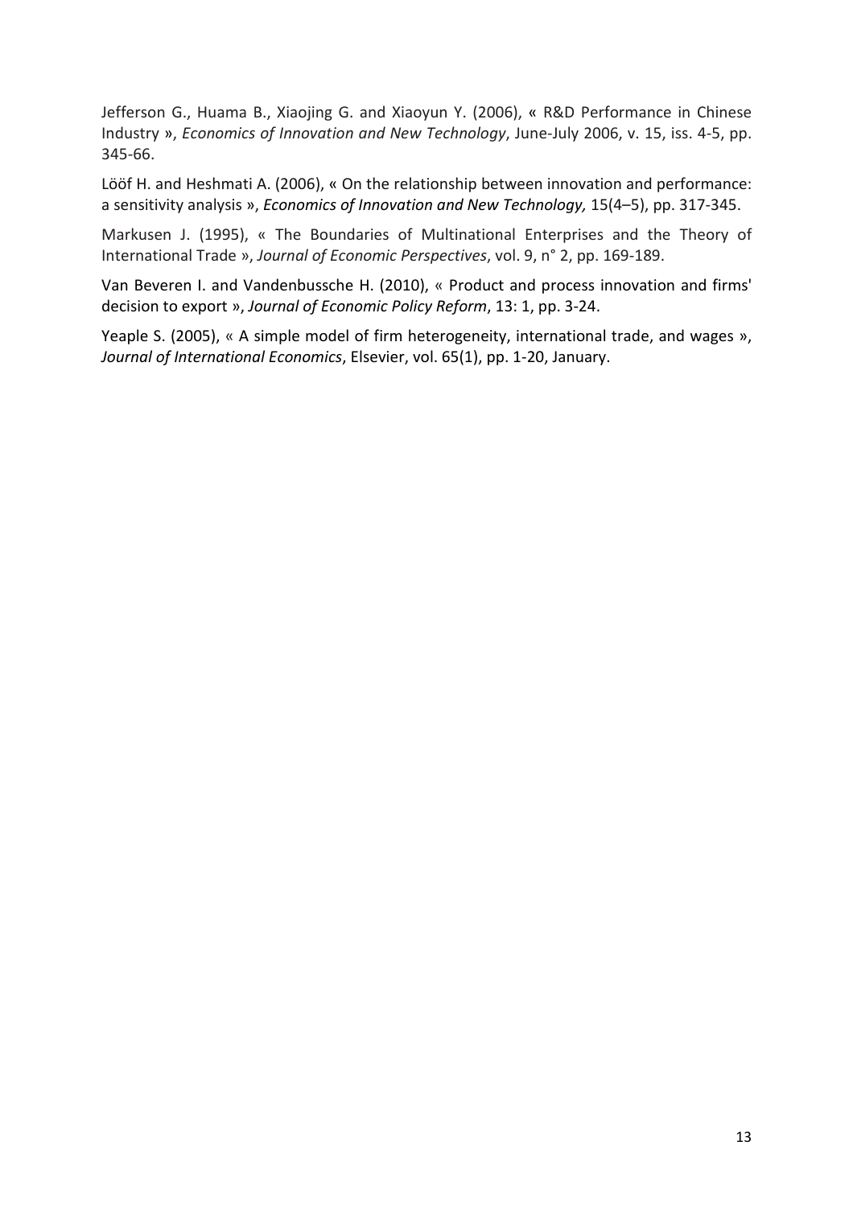Jefferson G., Huama B., Xiaojing G. and Xiaoyun Y. (2006), « R&D Performance in Chinese Industry », *Economics of Innovation and New Technology*, June-July 2006, v. 15, iss. 4-5, pp. 345-66.

Lööf H. and Heshmati A. (2006), « On the relationship between innovation and performance: a sensitivity analysis », *Economics of Innovation and New Technology,* 15(4–5), pp. 317-345.

Markusen J. (1995), « The Boundaries of Multinational Enterprises and the Theory of International Trade », *Journal of Economic Perspectives*, vol. 9, n° 2, pp. 169-189.

Van Beveren I. and Vandenbussche H. (2010), « Product and process innovation and firms' decision to export », *Journal of Economic Policy Reform*, 13: 1, pp. 3-24.

Yeaple S. (2005), « A simple model of firm heterogeneity, international trade, and wages », *Journal of International Economics*, Elsevier, vol. 65(1), pp. 1-20, January.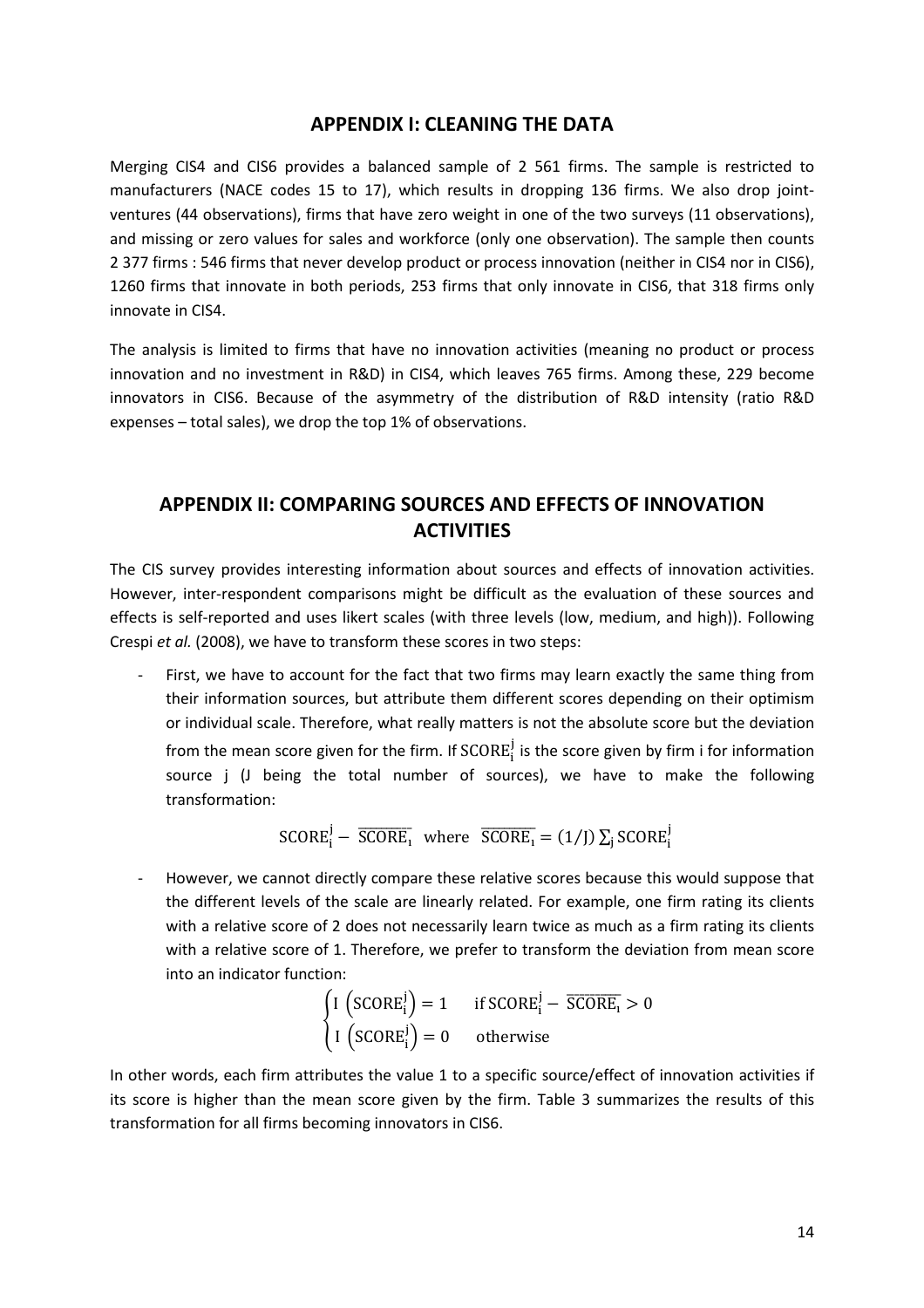## APPENDIX I: CLEANING THE DATA

Merging CIS4 and CIS6 provides a balanced sample of 2 561 firms. The sample is restricted to manufacturers (NACE codes 15 to 17), which results in dropping 136 firms. We also drop joint-ventures (44 observations), firms that have zero weight in one of the two surveys (11 observations), and missing or zero values for sales and workforce (only one observation). The sample then counts 2 377 firms : 546 firms that never develop product or process innovation (neither in CIS4 nor in CIS6), 1260 firms that innovate in both periods, 253 firms that only innovate in CIS6, that 318 firms only innovate in CIS4.

The analysis is limited to firms that have no innovation activities (meaning no product or process innovation and no investment in R&D) in CIS4, which leaves 765 firms. Among these, 229 become innovators in CIS6. Because of the asymmetry of the distribution of R&D intensity (ratio R&D expenses – total sales), we drop the top 1% of observations.

## APPENDIX II: COMPARING SOURCES AND EFFECTS OF INNOVATION ACTIVITIES

The CIS survey provides interesting information about sources and effects of innovation activities. However, inter-respondent comparisons might be difficult as the evaluation of these sources and effects is self-reported and uses likert scales (with three levels (low, medium, and high)). Following Crespi *et al.* (2008), we have to transform these scores in two steps:

- First, we have to account for the fact that two firms may learn exactly the same thing from their information sources, but attribute them different scores depending on their optimism or individual scale. Therefore, what really matters is not the absolute score but the deviation from the mean score given for the firm. If $\mathrm{SCORE}_i^j$ is the score given by firm i for information source j (J being the total number of sources), we have to make the following transformation:

$$\mathrm{SCORE}_i^j - \overline{\mathrm{SCORE}_\imath} \quad \text{where} \quad \overline{\mathrm{SCORE}_\imath} = (1/J) \sum_j \mathrm{SCORE}_i^j$$

- However, we cannot directly compare these relative scores because this would suppose that the different levels of the scale are linearly related. For example, one firm rating its clients with a relative score of 2 does not necessarily learn twice as much as a firm rating its clients with a relative score of 1. Therefore, we prefer to transform the deviation from mean score into an indicator function:

$$\begin{cases} \mathrm{I}\left(\mathrm{SCORE}_i^j\right) = 1 & \text{if } \mathrm{SCORE}_i^j - \overline{\mathrm{SCORE}_\imath} > 0 \\ \mathrm{I}\left(\mathrm{SCORE}_i^j\right) = 0 & \text{otherwise} \end{cases}$$

In other words, each firm attributes the value 1 to a specific source/effect of innovation activities if its score is higher than the mean score given by the firm. Table 3 summarizes the results of this transformation for all firms becoming innovators in CIS6.